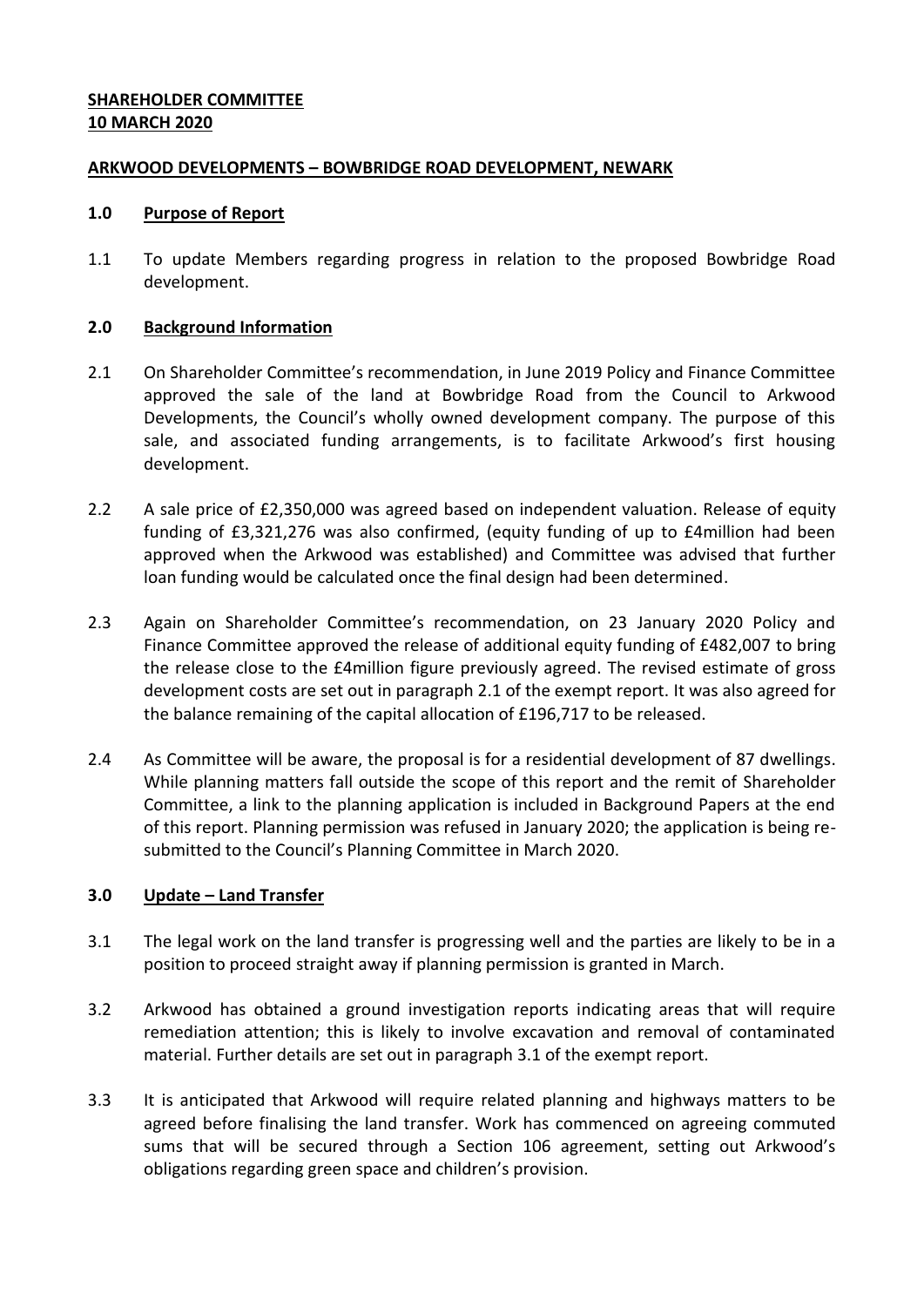**SHAREHOLDER COMMITTEE**
**10 MARCH 2020**

**ARKWOOD DEVELOPMENTS – BOWBRIDGE ROAD DEVELOPMENT, NEWARK**

## 1.0 Purpose of Report

1.1 To update Members regarding progress in relation to the proposed Bowbridge Road development.

## 2.0 Background Information

2.1 On Shareholder Committee's recommendation, in June 2019 Policy and Finance Committee approved the sale of the land at Bowbridge Road from the Council to Arkwood Developments, the Council's wholly owned development company. The purpose of this sale, and associated funding arrangements, is to facilitate Arkwood's first housing development.

2.2 A sale price of £2,350,000 was agreed based on independent valuation. Release of equity funding of £3,321,276 was also confirmed, (equity funding of up to £4million had been approved when the Arkwood was established) and Committee was advised that further loan funding would be calculated once the final design had been determined.

2.3 Again on Shareholder Committee's recommendation, on 23 January 2020 Policy and Finance Committee approved the release of additional equity funding of £482,007 to bring the release close to the £4million figure previously agreed. The revised estimate of gross development costs are set out in paragraph 2.1 of the exempt report. It was also agreed for the balance remaining of the capital allocation of £196,717 to be released.

2.4 As Committee will be aware, the proposal is for a residential development of 87 dwellings. While planning matters fall outside the scope of this report and the remit of Shareholder Committee, a link to the planning application is included in Background Papers at the end of this report. Planning permission was refused in January 2020; the application is being re-submitted to the Council's Planning Committee in March 2020.

## 3.0 Update – Land Transfer

3.1 The legal work on the land transfer is progressing well and the parties are likely to be in a position to proceed straight away if planning permission is granted in March.

3.2 Arkwood has obtained a ground investigation reports indicating areas that will require remediation attention; this is likely to involve excavation and removal of contaminated material. Further details are set out in paragraph 3.1 of the exempt report.

3.3 It is anticipated that Arkwood will require related planning and highways matters to be agreed before finalising the land transfer. Work has commenced on agreeing commuted sums that will be secured through a Section 106 agreement, setting out Arkwood's obligations regarding green space and children's provision.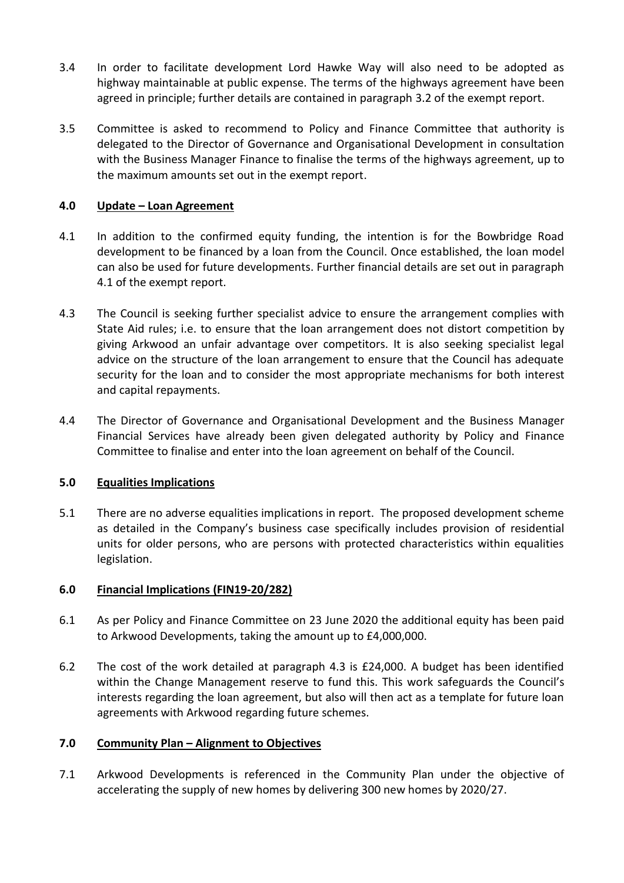3.4 In order to facilitate development Lord Hawke Way will also need to be adopted as highway maintainable at public expense. The terms of the highways agreement have been agreed in principle; further details are contained in paragraph 3.2 of the exempt report.

3.5 Committee is asked to recommend to Policy and Finance Committee that authority is delegated to the Director of Governance and Organisational Development in consultation with the Business Manager Finance to finalise the terms of the highways agreement, up to the maximum amounts set out in the exempt report.

## 4.0 Update – Loan Agreement

4.1 In addition to the confirmed equity funding, the intention is for the Bowbridge Road development to be financed by a loan from the Council. Once established, the loan model can also be used for future developments. Further financial details are set out in paragraph 4.1 of the exempt report.

4.3 The Council is seeking further specialist advice to ensure the arrangement complies with State Aid rules; i.e. to ensure that the loan arrangement does not distort competition by giving Arkwood an unfair advantage over competitors. It is also seeking specialist legal advice on the structure of the loan arrangement to ensure that the Council has adequate security for the loan and to consider the most appropriate mechanisms for both interest and capital repayments.

4.4 The Director of Governance and Organisational Development and the Business Manager Financial Services have already been given delegated authority by Policy and Finance Committee to finalise and enter into the loan agreement on behalf of the Council.

## 5.0 Equalities Implications

5.1 There are no adverse equalities implications in report. The proposed development scheme as detailed in the Company's business case specifically includes provision of residential units for older persons, who are persons with protected characteristics within equalities legislation.

## 6.0 Financial Implications (FIN19-20/282)

6.1 As per Policy and Finance Committee on 23 June 2020 the additional equity has been paid to Arkwood Developments, taking the amount up to £4,000,000.

6.2 The cost of the work detailed at paragraph 4.3 is £24,000. A budget has been identified within the Change Management reserve to fund this. This work safeguards the Council's interests regarding the loan agreement, but also will then act as a template for future loan agreements with Arkwood regarding future schemes.

## 7.0 Community Plan – Alignment to Objectives

7.1 Arkwood Developments is referenced in the Community Plan under the objective of accelerating the supply of new homes by delivering 300 new homes by 2020/27.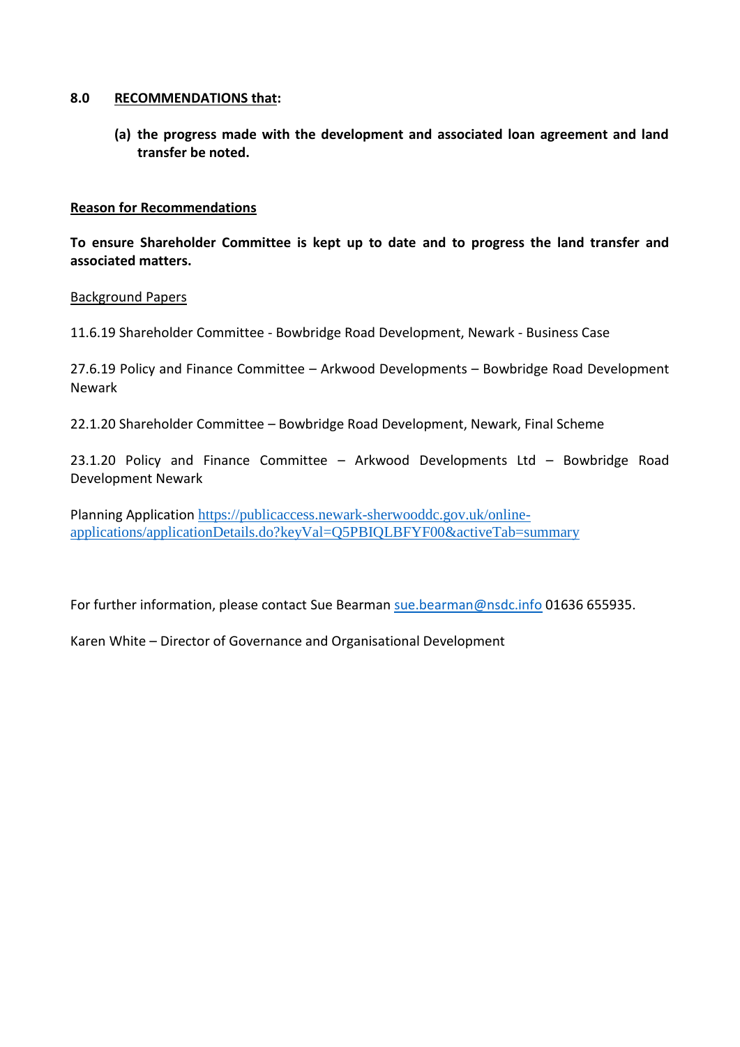**8.0 <u>RECOMMENDATIONS that</u>:**

**(a) the progress made with the development and associated loan agreement and land transfer be noted.**

**<u>Reason for Recommendations</u>**

**To ensure Shareholder Committee is kept up to date and to progress the land transfer and associated matters.**

<u>Background Papers</u>

11.6.19 Shareholder Committee - Bowbridge Road Development, Newark - Business Case

27.6.19 Policy and Finance Committee – Arkwood Developments – Bowbridge Road Development Newark

22.1.20 Shareholder Committee – Bowbridge Road Development, Newark, Final Scheme

23.1.20 Policy and Finance Committee – Arkwood Developments Ltd – Bowbridge Road Development Newark

Planning Application [https://publicaccess.newark-sherwooddc.gov.uk/online-applications/applicationDetails.do?keyVal=Q5PBIQLBFYF00&activeTab=summary](https://publicaccess.newark-sherwooddc.gov.uk/online-applications/applicationDetails.do?keyVal=Q5PBIQLBFYF00&activeTab=summary)

For further information, please contact Sue Bearman [sue.bearman@nsdc.info](mailto:sue.bearman@nsdc.info) 01636 655935.

Karen White – Director of Governance and Organisational Development